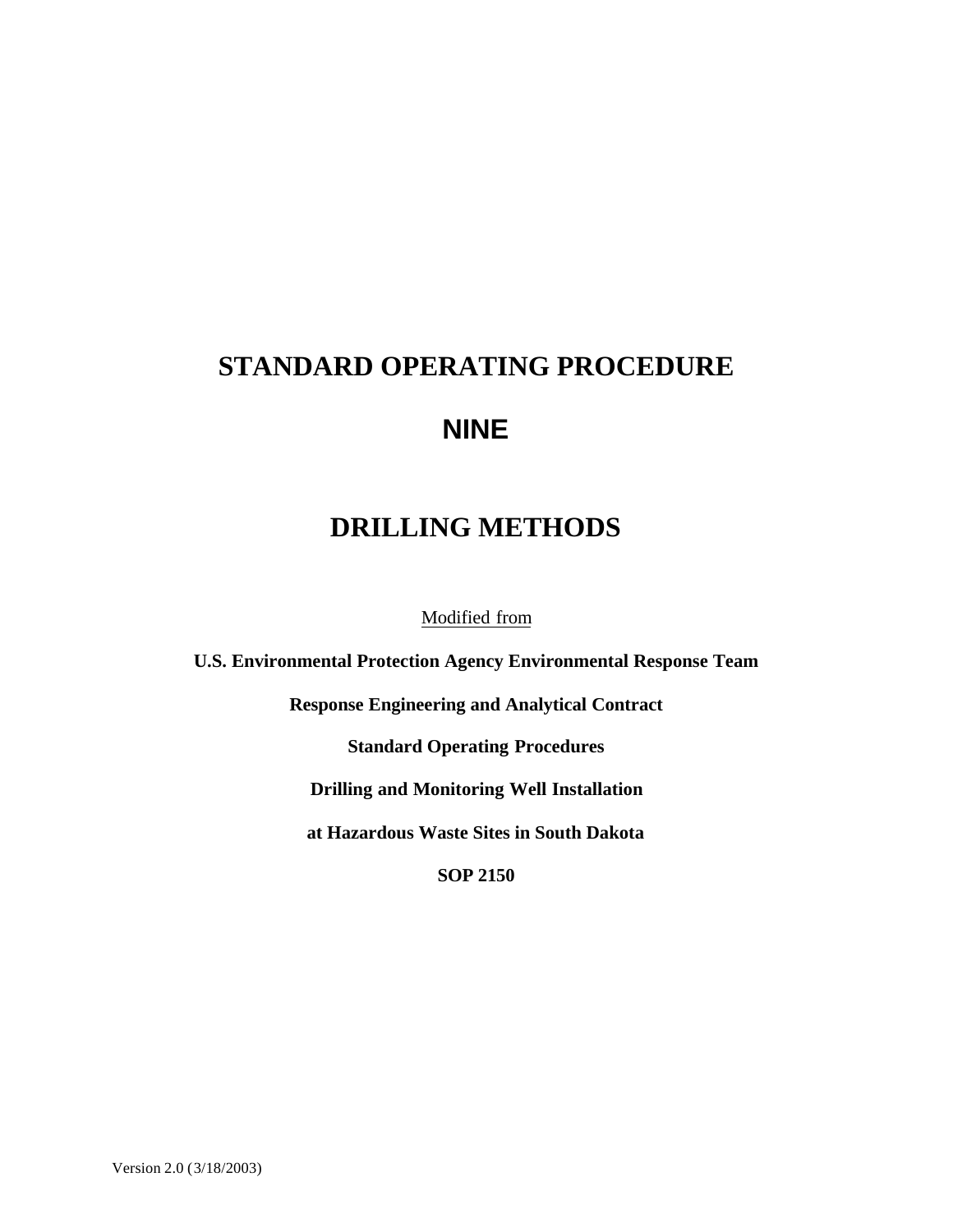# STANDARD OPERATING PROCEDURE

# NINE

# DRILLING METHODS

Modified from

**U.S. Environmental Protection Agency Environmental Response Team**

**Response Engineering and Analytical Contract**

**Standard Operating Procedures**

**Drilling and Monitoring Well Installation**

**at Hazardous Waste Sites in South Dakota**

**SOP 2150**

Version 2.0 (3/18/2003)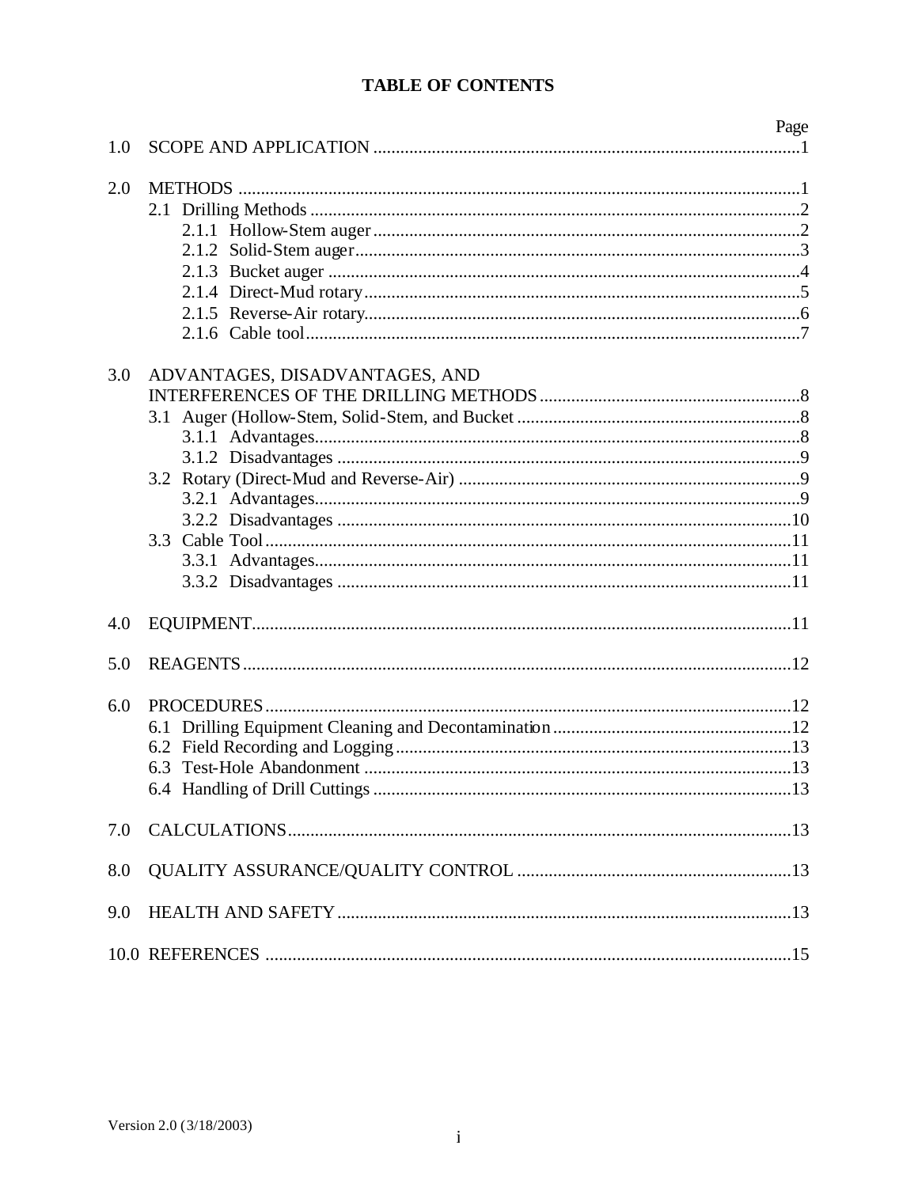# TABLE OF CONTENTS

| | | Page |
|---|---|---|
| 1.0 | SCOPE AND APPLICATION | 1 |
| 2.0 | METHODS | 1 |
| | 2.1 Drilling Methods | 2 |
| | 2.1.1 Hollow-Stem auger | 2 |
| | 2.1.2 Solid-Stem auger | 3 |
| | 2.1.3 Bucket auger | 4 |
| | 2.1.4 Direct-Mud rotary | 5 |
| | 2.1.5 Reverse-Air rotary | 6 |
| | 2.1.6 Cable tool | 7 |
| 3.0 | ADVANTAGES, DISADVANTAGES, AND INTERFERENCES OF THE DRILLING METHODS | 8 |
| | 3.1 Auger (Hollow-Stem, Solid-Stem, and Bucket | 8 |
| | 3.1.1 Advantages | 8 |
| | 3.1.2 Disadvantages | 9 |
| | 3.2 Rotary (Direct-Mud and Reverse-Air) | 9 |
| | 3.2.1 Advantages | 9 |
| | 3.2.2 Disadvantages | 10 |
| | 3.3 Cable Tool | 11 |
| | 3.3.1 Advantages | 11 |
| | 3.3.2 Disadvantages | 11 |
| 4.0 | EQUIPMENT | 11 |
| 5.0 | REAGENTS | 12 |
| 6.0 | PROCEDURES | 12 |
| | 6.1 Drilling Equipment Cleaning and Decontamination | 12 |
| | 6.2 Field Recording and Logging | 13 |
| | 6.3 Test-Hole Abandonment | 13 |
| | 6.4 Handling of Drill Cuttings | 13 |
| 7.0 | CALCULATIONS | 13 |
| 8.0 | QUALITY ASSURANCE/QUALITY CONTROL | 13 |
| 9.0 | HEALTH AND SAFETY | 13 |
| 10.0 | REFERENCES | 15 |

Version 2.0 (3/18/2003)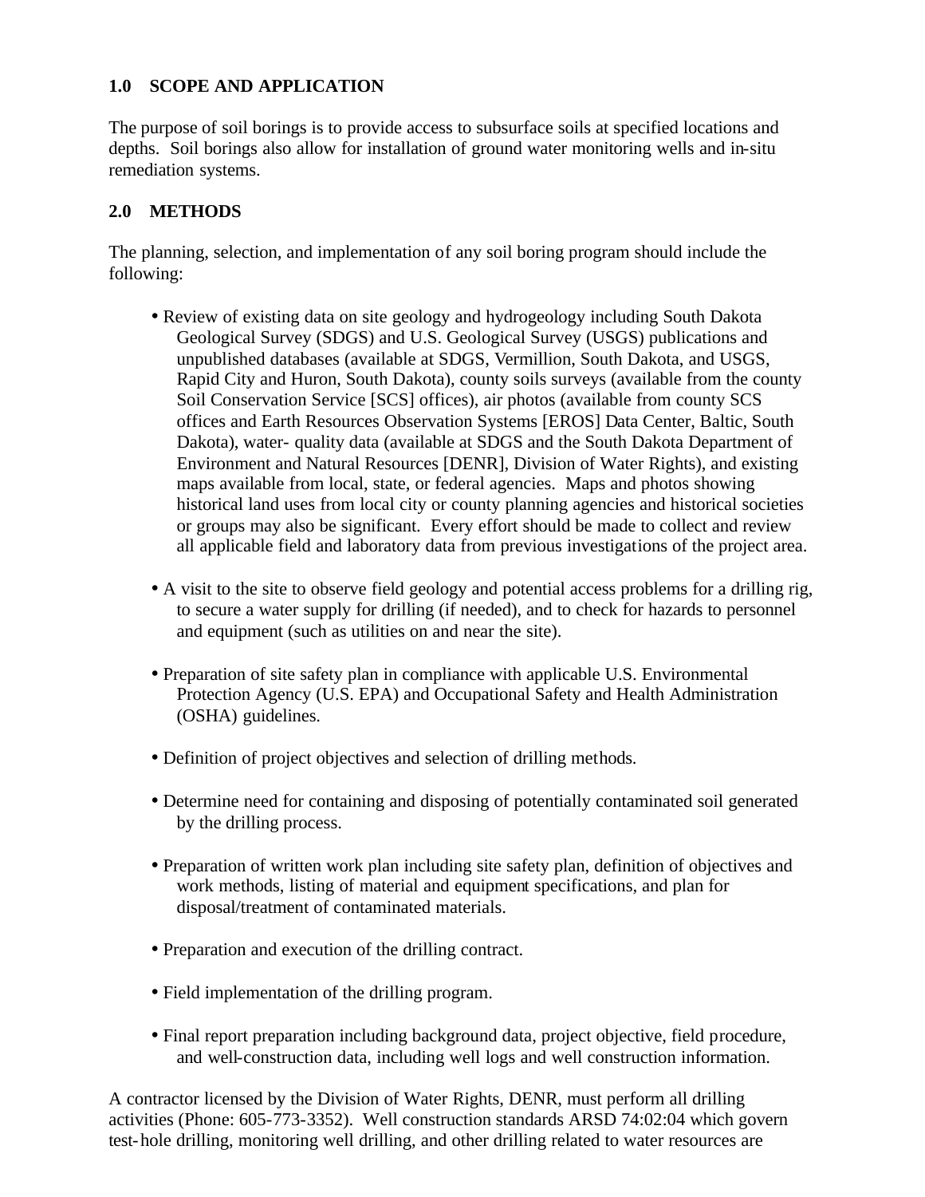## 1.0 SCOPE AND APPLICATION

The purpose of soil borings is to provide access to subsurface soils at specified locations and depths. Soil borings also allow for installation of ground water monitoring wells and in-situ remediation systems.

## 2.0 METHODS

The planning, selection, and implementation of any soil boring program should include the following:

- Review of existing data on site geology and hydrogeology including South Dakota Geological Survey (SDGS) and U.S. Geological Survey (USGS) publications and unpublished databases (available at SDGS, Vermillion, South Dakota, and USGS, Rapid City and Huron, South Dakota), county soils surveys (available from the county Soil Conservation Service [SCS] offices), air photos (available from county SCS offices and Earth Resources Observation Systems [EROS] Data Center, Baltic, South Dakota), water- quality data (available at SDGS and the South Dakota Department of Environment and Natural Resources [DENR], Division of Water Rights), and existing maps available from local, state, or federal agencies. Maps and photos showing historical land uses from local city or county planning agencies and historical societies or groups may also be significant. Every effort should be made to collect and review all applicable field and laboratory data from previous investigations of the project area.

- A visit to the site to observe field geology and potential access problems for a drilling rig, to secure a water supply for drilling (if needed), and to check for hazards to personnel and equipment (such as utilities on and near the site).

- Preparation of site safety plan in compliance with applicable U.S. Environmental Protection Agency (U.S. EPA) and Occupational Safety and Health Administration (OSHA) guidelines.

- Definition of project objectives and selection of drilling methods.

- Determine need for containing and disposing of potentially contaminated soil generated by the drilling process.

- Preparation of written work plan including site safety plan, definition of objectives and work methods, listing of material and equipment specifications, and plan for disposal/treatment of contaminated materials.

- Preparation and execution of the drilling contract.

- Field implementation of the drilling program.

- Final report preparation including background data, project objective, field procedure, and well-construction data, including well logs and well construction information.

A contractor licensed by the Division of Water Rights, DENR, must perform all drilling activities (Phone: 605-773-3352). Well construction standards ARSD 74:02:04 which govern test-hole drilling, monitoring well drilling, and other drilling related to water resources are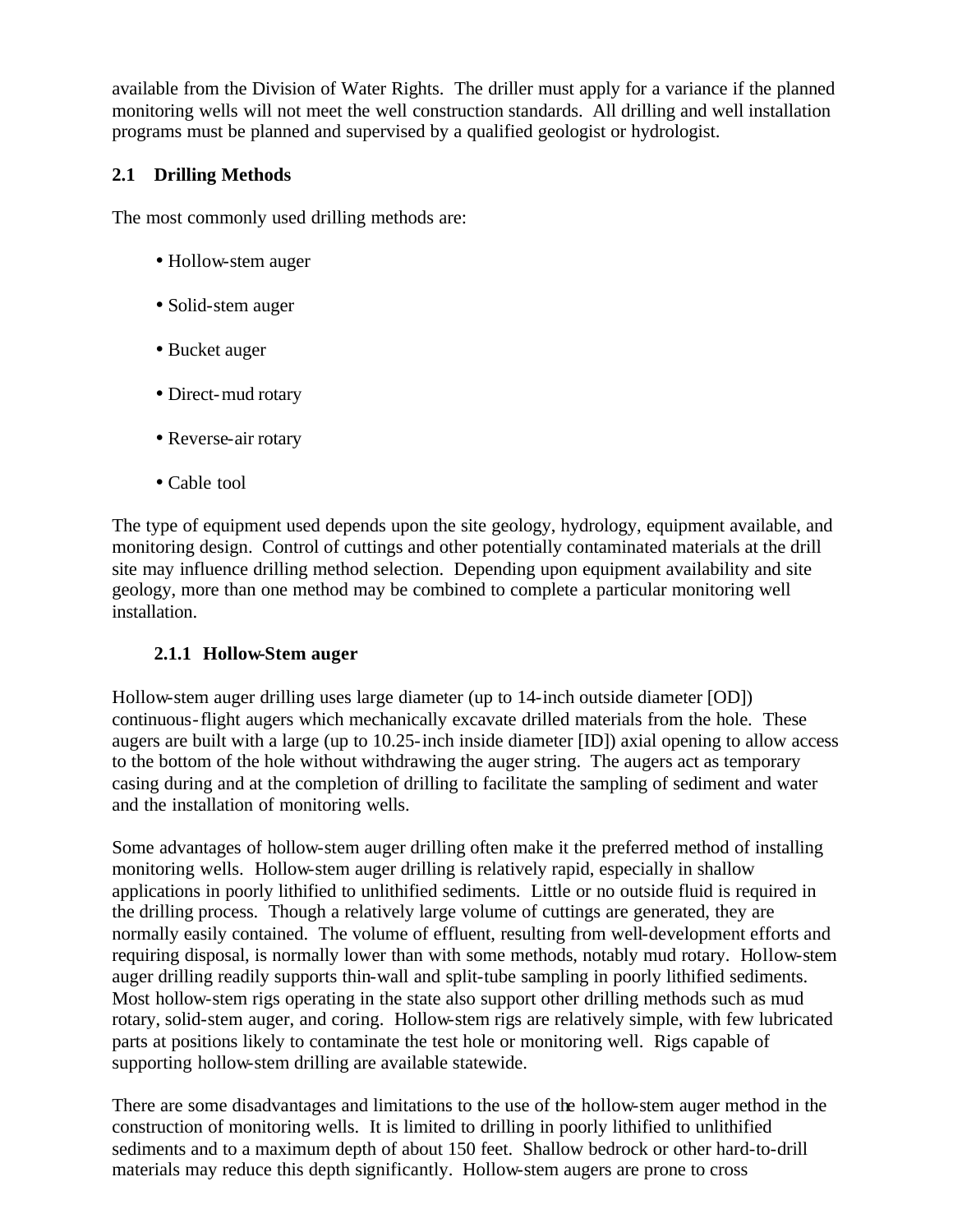available from the Division of Water Rights. The driller must apply for a variance if the planned monitoring wells will not meet the well construction standards. All drilling and well installation programs must be planned and supervised by a qualified geologist or hydrologist.

## 2.1 Drilling Methods

The most commonly used drilling methods are:

- Hollow-stem auger
- Solid-stem auger
- Bucket auger
- Direct-mud rotary
- Reverse-air rotary
- Cable tool

The type of equipment used depends upon the site geology, hydrology, equipment available, and monitoring design. Control of cuttings and other potentially contaminated materials at the drill site may influence drilling method selection. Depending upon equipment availability and site geology, more than one method may be combined to complete a particular monitoring well installation.

### 2.1.1 Hollow-Stem auger

Hollow-stem auger drilling uses large diameter (up to 14-inch outside diameter [OD]) continuous-flight augers which mechanically excavate drilled materials from the hole. These augers are built with a large (up to 10.25-inch inside diameter [ID]) axial opening to allow access to the bottom of the hole without withdrawing the auger string. The augers act as temporary casing during and at the completion of drilling to facilitate the sampling of sediment and water and the installation of monitoring wells.

Some advantages of hollow-stem auger drilling often make it the preferred method of installing monitoring wells. Hollow-stem auger drilling is relatively rapid, especially in shallow applications in poorly lithified to unlithified sediments. Little or no outside fluid is required in the drilling process. Though a relatively large volume of cuttings are generated, they are normally easily contained. The volume of effluent, resulting from well-development efforts and requiring disposal, is normally lower than with some methods, notably mud rotary. Hollow-stem auger drilling readily supports thin-wall and split-tube sampling in poorly lithified sediments. Most hollow-stem rigs operating in the state also support other drilling methods such as mud rotary, solid-stem auger, and coring. Hollow-stem rigs are relatively simple, with few lubricated parts at positions likely to contaminate the test hole or monitoring well. Rigs capable of supporting hollow-stem drilling are available statewide.

There are some disadvantages and limitations to the use of the hollow-stem auger method in the construction of monitoring wells. It is limited to drilling in poorly lithified to unlithified sediments and to a maximum depth of about 150 feet. Shallow bedrock or other hard-to-drill materials may reduce this depth significantly. Hollow-stem augers are prone to cross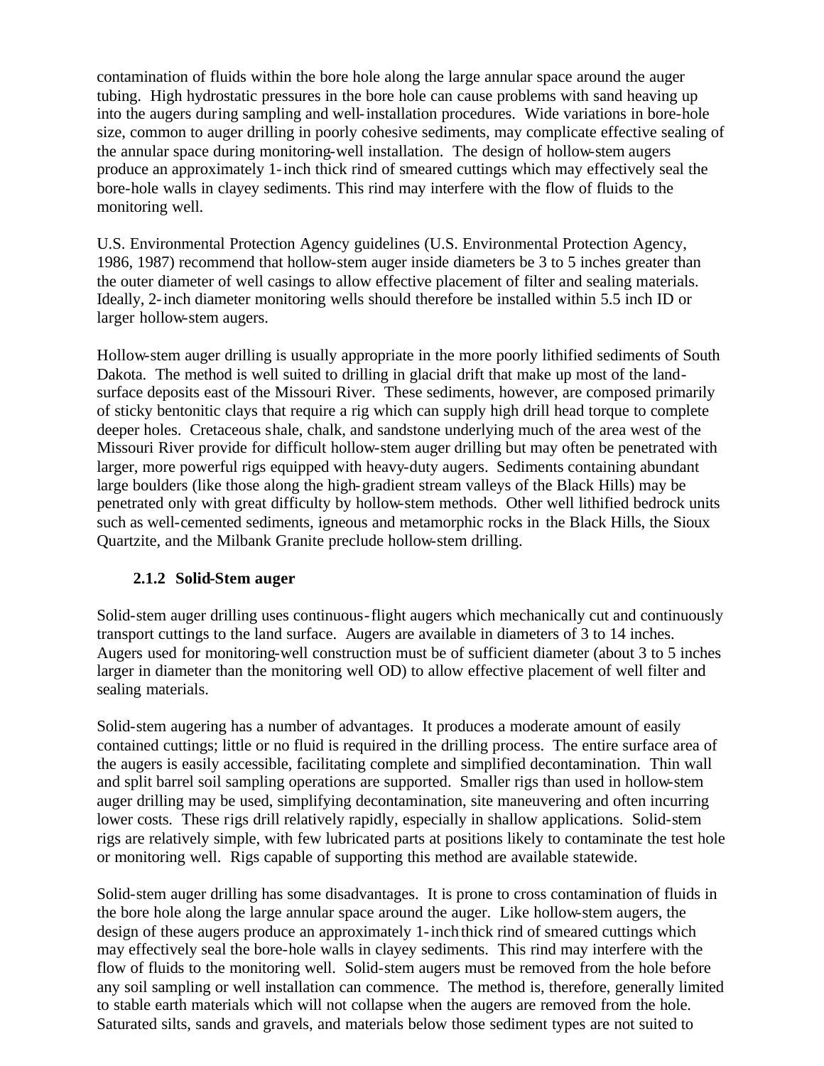contamination of fluids within the bore hole along the large annular space around the auger tubing. High hydrostatic pressures in the bore hole can cause problems with sand heaving up into the augers during sampling and well-installation procedures. Wide variations in bore-hole size, common to auger drilling in poorly cohesive sediments, may complicate effective sealing of the annular space during monitoring-well installation. The design of hollow-stem augers produce an approximately 1-inch thick rind of smeared cuttings which may effectively seal the bore-hole walls in clayey sediments. This rind may interfere with the flow of fluids to the monitoring well.

U.S. Environmental Protection Agency guidelines (U.S. Environmental Protection Agency, 1986, 1987) recommend that hollow-stem auger inside diameters be 3 to 5 inches greater than the outer diameter of well casings to allow effective placement of filter and sealing materials. Ideally, 2-inch diameter monitoring wells should therefore be installed within 5.5 inch ID or larger hollow-stem augers.

Hollow-stem auger drilling is usually appropriate in the more poorly lithified sediments of South Dakota. The method is well suited to drilling in glacial drift that make up most of the land-surface deposits east of the Missouri River. These sediments, however, are composed primarily of sticky bentonitic clays that require a rig which can supply high drill head torque to complete deeper holes. Cretaceous shale, chalk, and sandstone underlying much of the area west of the Missouri River provide for difficult hollow-stem auger drilling but may often be penetrated with larger, more powerful rigs equipped with heavy-duty augers. Sediments containing abundant large boulders (like those along the high-gradient stream valleys of the Black Hills) may be penetrated only with great difficulty by hollow-stem methods. Other well lithified bedrock units such as well-cemented sediments, igneous and metamorphic rocks in the Black Hills, the Sioux Quartzite, and the Milbank Granite preclude hollow-stem drilling.

### 2.1.2 Solid-Stem auger

Solid-stem auger drilling uses continuous-flight augers which mechanically cut and continuously transport cuttings to the land surface. Augers are available in diameters of 3 to 14 inches. Augers used for monitoring-well construction must be of sufficient diameter (about 3 to 5 inches larger in diameter than the monitoring well OD) to allow effective placement of well filter and sealing materials.

Solid-stem augering has a number of advantages. It produces a moderate amount of easily contained cuttings; little or no fluid is required in the drilling process. The entire surface area of the augers is easily accessible, facilitating complete and simplified decontamination. Thin wall and split barrel soil sampling operations are supported. Smaller rigs than used in hollow-stem auger drilling may be used, simplifying decontamination, site maneuvering and often incurring lower costs. These rigs drill relatively rapidly, especially in shallow applications. Solid-stem rigs are relatively simple, with few lubricated parts at positions likely to contaminate the test hole or monitoring well. Rigs capable of supporting this method are available statewide.

Solid-stem auger drilling has some disadvantages. It is prone to cross contamination of fluids in the bore hole along the large annular space around the auger. Like hollow-stem augers, the design of these augers produce an approximately 1-inch thick rind of smeared cuttings which may effectively seal the bore-hole walls in clayey sediments. This rind may interfere with the flow of fluids to the monitoring well. Solid-stem augers must be removed from the hole before any soil sampling or well installation can commence. The method is, therefore, generally limited to stable earth materials which will not collapse when the augers are removed from the hole. Saturated silts, sands and gravels, and materials below those sediment types are not suited to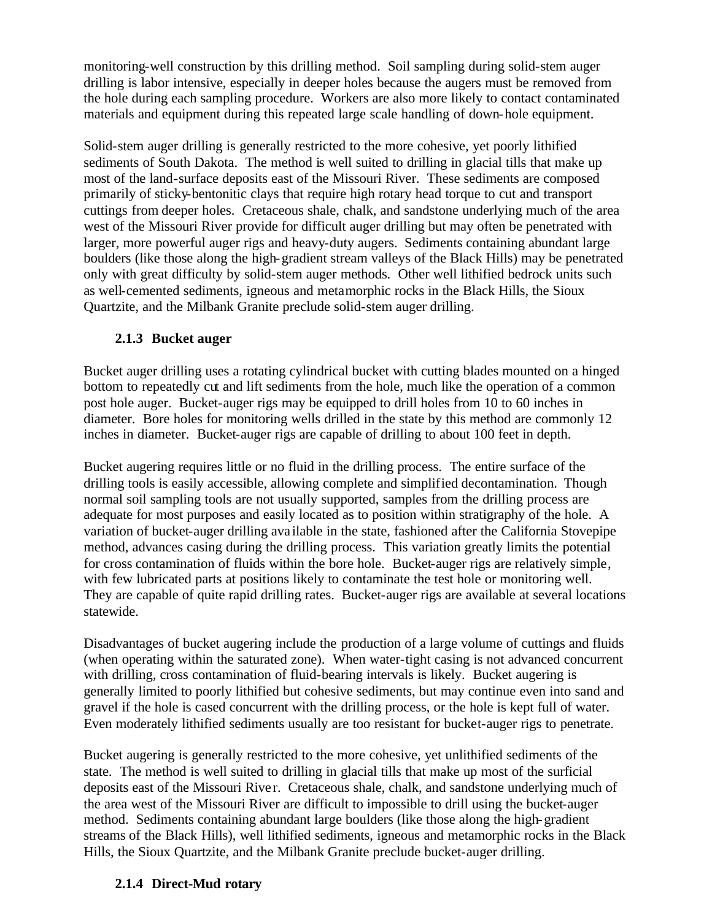monitoring-well construction by this drilling method. Soil sampling during solid-stem auger drilling is labor intensive, especially in deeper holes because the augers must be removed from the hole during each sampling procedure. Workers are also more likely to contact contaminated materials and equipment during this repeated large scale handling of down-hole equipment.

Solid-stem auger drilling is generally restricted to the more cohesive, yet poorly lithified sediments of South Dakota. The method is well suited to drilling in glacial tills that make up most of the land-surface deposits east of the Missouri River. These sediments are composed primarily of sticky-bentonitic clays that require high rotary head torque to cut and transport cuttings from deeper holes. Cretaceous shale, chalk, and sandstone underlying much of the area west of the Missouri River provide for difficult auger drilling but may often be penetrated with larger, more powerful auger rigs and heavy-duty augers. Sediments containing abundant large boulders (like those along the high-gradient stream valleys of the Black Hills) may be penetrated only with great difficulty by solid-stem auger methods. Other well lithified bedrock units such as well-cemented sediments, igneous and metamorphic rocks in the Black Hills, the Sioux Quartzite, and the Milbank Granite preclude solid-stem auger drilling.

### 2.1.3 Bucket auger

Bucket auger drilling uses a rotating cylindrical bucket with cutting blades mounted on a hinged bottom to repeatedly cut and lift sediments from the hole, much like the operation of a common post hole auger. Bucket-auger rigs may be equipped to drill holes from 10 to 60 inches in diameter. Bore holes for monitoring wells drilled in the state by this method are commonly 12 inches in diameter. Bucket-auger rigs are capable of drilling to about 100 feet in depth.

Bucket augering requires little or no fluid in the drilling process. The entire surface of the drilling tools is easily accessible, allowing complete and simplified decontamination. Though normal soil sampling tools are not usually supported, samples from the drilling process are adequate for most purposes and easily located as to position within stratigraphy of the hole. A variation of bucket-auger drilling available in the state, fashioned after the California Stovepipe method, advances casing during the drilling process. This variation greatly limits the potential for cross contamination of fluids within the bore hole. Bucket-auger rigs are relatively simple, with few lubricated parts at positions likely to contaminate the test hole or monitoring well. They are capable of quite rapid drilling rates. Bucket-auger rigs are available at several locations statewide.

Disadvantages of bucket augering include the production of a large volume of cuttings and fluids (when operating within the saturated zone). When water-tight casing is not advanced concurrent with drilling, cross contamination of fluid-bearing intervals is likely. Bucket augering is generally limited to poorly lithified but cohesive sediments, but may continue even into sand and gravel if the hole is cased concurrent with the drilling process, or the hole is kept full of water. Even moderately lithified sediments usually are too resistant for bucket-auger rigs to penetrate.

Bucket augering is generally restricted to the more cohesive, yet unlithified sediments of the state. The method is well suited to drilling in glacial tills that make up most of the surficial deposits east of the Missouri River. Cretaceous shale, chalk, and sandstone underlying much of the area west of the Missouri River are difficult to impossible to drill using the bucket-auger method. Sediments containing abundant large boulders (like those along the high-gradient streams of the Black Hills), well lithified sediments, igneous and metamorphic rocks in the Black Hills, the Sioux Quartzite, and the Milbank Granite preclude bucket-auger drilling.

### 2.1.4 Direct-Mud rotary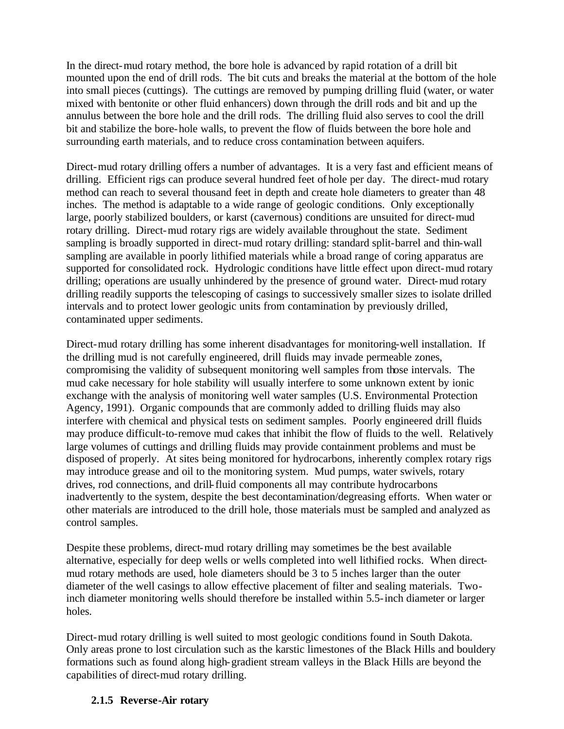In the direct-mud rotary method, the bore hole is advanced by rapid rotation of a drill bit mounted upon the end of drill rods. The bit cuts and breaks the material at the bottom of the hole into small pieces (cuttings). The cuttings are removed by pumping drilling fluid (water, or water mixed with bentonite or other fluid enhancers) down through the drill rods and bit and up the annulus between the bore hole and the drill rods. The drilling fluid also serves to cool the drill bit and stabilize the bore-hole walls, to prevent the flow of fluids between the bore hole and surrounding earth materials, and to reduce cross contamination between aquifers.

Direct-mud rotary drilling offers a number of advantages. It is a very fast and efficient means of drilling. Efficient rigs can produce several hundred feet of hole per day. The direct-mud rotary method can reach to several thousand feet in depth and create hole diameters to greater than 48 inches. The method is adaptable to a wide range of geologic conditions. Only exceptionally large, poorly stabilized boulders, or karst (cavernous) conditions are unsuited for direct-mud rotary drilling. Direct-mud rotary rigs are widely available throughout the state. Sediment sampling is broadly supported in direct-mud rotary drilling: standard split-barrel and thin-wall sampling are available in poorly lithified materials while a broad range of coring apparatus are supported for consolidated rock. Hydrologic conditions have little effect upon direct-mud rotary drilling; operations are usually unhindered by the presence of ground water. Direct-mud rotary drilling readily supports the telescoping of casings to successively smaller sizes to isolate drilled intervals and to protect lower geologic units from contamination by previously drilled, contaminated upper sediments.

Direct-mud rotary drilling has some inherent disadvantages for monitoring-well installation. If the drilling mud is not carefully engineered, drill fluids may invade permeable zones, compromising the validity of subsequent monitoring well samples from those intervals. The mud cake necessary for hole stability will usually interfere to some unknown extent by ionic exchange with the analysis of monitoring well water samples (U.S. Environmental Protection Agency, 1991). Organic compounds that are commonly added to drilling fluids may also interfere with chemical and physical tests on sediment samples. Poorly engineered drill fluids may produce difficult-to-remove mud cakes that inhibit the flow of fluids to the well. Relatively large volumes of cuttings and drilling fluids may provide containment problems and must be disposed of properly. At sites being monitored for hydrocarbons, inherently complex rotary rigs may introduce grease and oil to the monitoring system. Mud pumps, water swivels, rotary drives, rod connections, and drill-fluid components all may contribute hydrocarbons inadvertently to the system, despite the best decontamination/degreasing efforts. When water or other materials are introduced to the drill hole, those materials must be sampled and analyzed as control samples.

Despite these problems, direct-mud rotary drilling may sometimes be the best available alternative, especially for deep wells or wells completed into well lithified rocks. When direct-mud rotary methods are used, hole diameters should be 3 to 5 inches larger than the outer diameter of the well casings to allow effective placement of filter and sealing materials. Two-inch diameter monitoring wells should therefore be installed within 5.5-inch diameter or larger holes.

Direct-mud rotary drilling is well suited to most geologic conditions found in South Dakota. Only areas prone to lost circulation such as the karstic limestones of the Black Hills and bouldery formations such as found along high-gradient stream valleys in the Black Hills are beyond the capabilities of direct-mud rotary drilling.

### 2.1.5 Reverse-Air rotary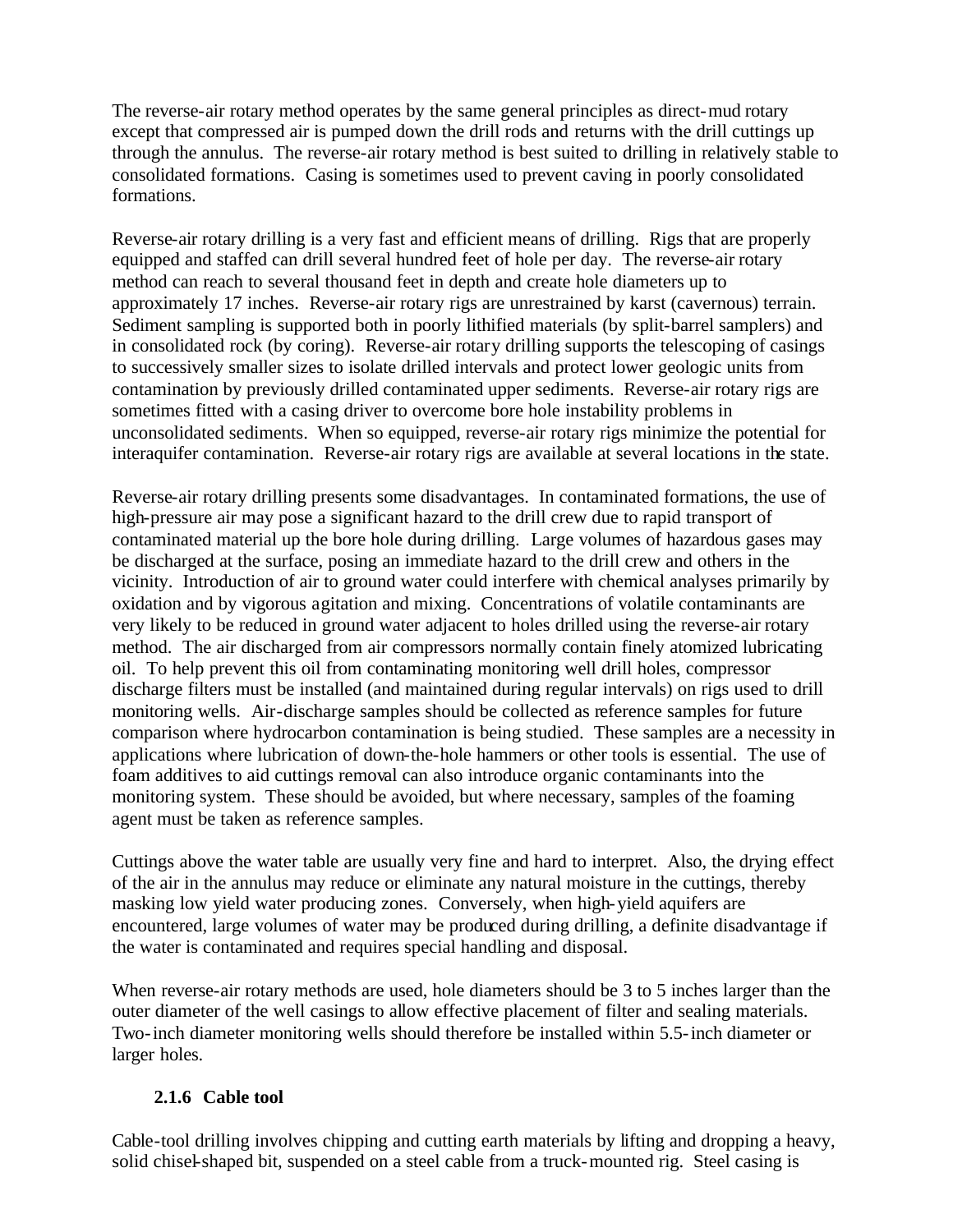The reverse-air rotary method operates by the same general principles as direct-mud rotary except that compressed air is pumped down the drill rods and returns with the drill cuttings up through the annulus. The reverse-air rotary method is best suited to drilling in relatively stable to consolidated formations. Casing is sometimes used to prevent caving in poorly consolidated formations.

Reverse-air rotary drilling is a very fast and efficient means of drilling. Rigs that are properly equipped and staffed can drill several hundred feet of hole per day. The reverse-air rotary method can reach to several thousand feet in depth and create hole diameters up to approximately 17 inches. Reverse-air rotary rigs are unrestrained by karst (cavernous) terrain. Sediment sampling is supported both in poorly lithified materials (by split-barrel samplers) and in consolidated rock (by coring). Reverse-air rotary drilling supports the telescoping of casings to successively smaller sizes to isolate drilled intervals and protect lower geologic units from contamination by previously drilled contaminated upper sediments. Reverse-air rotary rigs are sometimes fitted with a casing driver to overcome bore hole instability problems in unconsolidated sediments. When so equipped, reverse-air rotary rigs minimize the potential for interaquifer contamination. Reverse-air rotary rigs are available at several locations in the state.

Reverse-air rotary drilling presents some disadvantages. In contaminated formations, the use of high-pressure air may pose a significant hazard to the drill crew due to rapid transport of contaminated material up the bore hole during drilling. Large volumes of hazardous gases may be discharged at the surface, posing an immediate hazard to the drill crew and others in the vicinity. Introduction of air to ground water could interfere with chemical analyses primarily by oxidation and by vigorous agitation and mixing. Concentrations of volatile contaminants are very likely to be reduced in ground water adjacent to holes drilled using the reverse-air rotary method. The air discharged from air compressors normally contain finely atomized lubricating oil. To help prevent this oil from contaminating monitoring well drill holes, compressor discharge filters must be installed (and maintained during regular intervals) on rigs used to drill monitoring wells. Air-discharge samples should be collected as reference samples for future comparison where hydrocarbon contamination is being studied. These samples are a necessity in applications where lubrication of down-the-hole hammers or other tools is essential. The use of foam additives to aid cuttings removal can also introduce organic contaminants into the monitoring system. These should be avoided, but where necessary, samples of the foaming agent must be taken as reference samples.

Cuttings above the water table are usually very fine and hard to interpret. Also, the drying effect of the air in the annulus may reduce or eliminate any natural moisture in the cuttings, thereby masking low yield water producing zones. Conversely, when high-yield aquifers are encountered, large volumes of water may be produced during drilling, a definite disadvantage if the water is contaminated and requires special handling and disposal.

When reverse-air rotary methods are used, hole diameters should be 3 to 5 inches larger than the outer diameter of the well casings to allow effective placement of filter and sealing materials. Two-inch diameter monitoring wells should therefore be installed within 5.5-inch diameter or larger holes.

### 2.1.6 Cable tool

Cable-tool drilling involves chipping and cutting earth materials by lifting and dropping a heavy, solid chisel-shaped bit, suspended on a steel cable from a truck-mounted rig. Steel casing is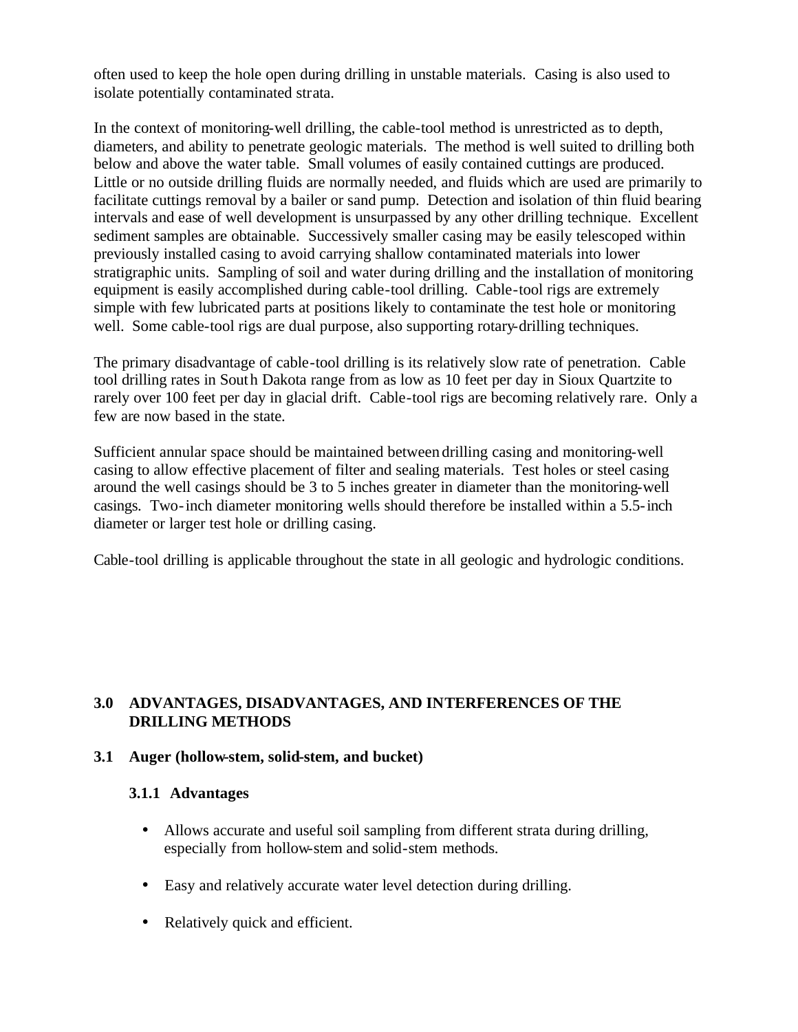often used to keep the hole open during drilling in unstable materials. Casing is also used to isolate potentially contaminated strata.

In the context of monitoring-well drilling, the cable-tool method is unrestricted as to depth, diameters, and ability to penetrate geologic materials. The method is well suited to drilling both below and above the water table. Small volumes of easily contained cuttings are produced. Little or no outside drilling fluids are normally needed, and fluids which are used are primarily to facilitate cuttings removal by a bailer or sand pump. Detection and isolation of thin fluid bearing intervals and ease of well development is unsurpassed by any other drilling technique. Excellent sediment samples are obtainable. Successively smaller casing may be easily telescoped within previously installed casing to avoid carrying shallow contaminated materials into lower stratigraphic units. Sampling of soil and water during drilling and the installation of monitoring equipment is easily accomplished during cable-tool drilling. Cable-tool rigs are extremely simple with few lubricated parts at positions likely to contaminate the test hole or monitoring well. Some cable-tool rigs are dual purpose, also supporting rotary-drilling techniques.

The primary disadvantage of cable-tool drilling is its relatively slow rate of penetration. Cable tool drilling rates in South Dakota range from as low as 10 feet per day in Sioux Quartzite to rarely over 100 feet per day in glacial drift. Cable-tool rigs are becoming relatively rare. Only a few are now based in the state.

Sufficient annular space should be maintained between drilling casing and monitoring-well casing to allow effective placement of filter and sealing materials. Test holes or steel casing around the well casings should be 3 to 5 inches greater in diameter than the monitoring-well casings. Two-inch diameter monitoring wells should therefore be installed within a 5.5-inch diameter or larger test hole or drilling casing.

Cable-tool drilling is applicable throughout the state in all geologic and hydrologic conditions.

## 3.0 ADVANTAGES, DISADVANTAGES, AND INTERFERENCES OF THE DRILLING METHODS

### 3.1 Auger (hollow-stem, solid-stem, and bucket)

#### 3.1.1 Advantages

- Allows accurate and useful soil sampling from different strata during drilling, especially from hollow-stem and solid-stem methods.
- Easy and relatively accurate water level detection during drilling.
- Relatively quick and efficient.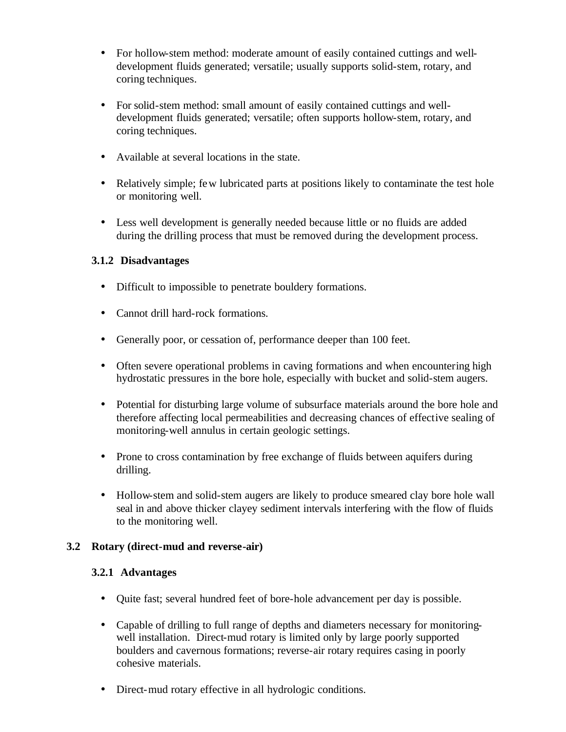- For hollow-stem method: moderate amount of easily contained cuttings and well-development fluids generated; versatile; usually supports solid-stem, rotary, and coring techniques.

- For solid-stem method: small amount of easily contained cuttings and well-development fluids generated; versatile; often supports hollow-stem, rotary, and coring techniques.

- Available at several locations in the state.

- Relatively simple; few lubricated parts at positions likely to contaminate the test hole or monitoring well.

- Less well development is generally needed because little or no fluids are added during the drilling process that must be removed during the development process.

### 3.1.2 Disadvantages

- Difficult to impossible to penetrate bouldery formations.

- Cannot drill hard-rock formations.

- Generally poor, or cessation of, performance deeper than 100 feet.

- Often severe operational problems in caving formations and when encountering high hydrostatic pressures in the bore hole, especially with bucket and solid-stem augers.

- Potential for disturbing large volume of subsurface materials around the bore hole and therefore affecting local permeabilities and decreasing chances of effective sealing of monitoring-well annulus in certain geologic settings.

- Prone to cross contamination by free exchange of fluids between aquifers during drilling.

- Hollow-stem and solid-stem augers are likely to produce smeared clay bore hole wall seal in and above thicker clayey sediment intervals interfering with the flow of fluids to the monitoring well.

## 3.2 Rotary (direct-mud and reverse-air)

### 3.2.1 Advantages

- Quite fast; several hundred feet of bore-hole advancement per day is possible.

- Capable of drilling to full range of depths and diameters necessary for monitoring-well installation. Direct-mud rotary is limited only by large poorly supported boulders and cavernous formations; reverse-air rotary requires casing in poorly cohesive materials.

- Direct-mud rotary effective in all hydrologic conditions.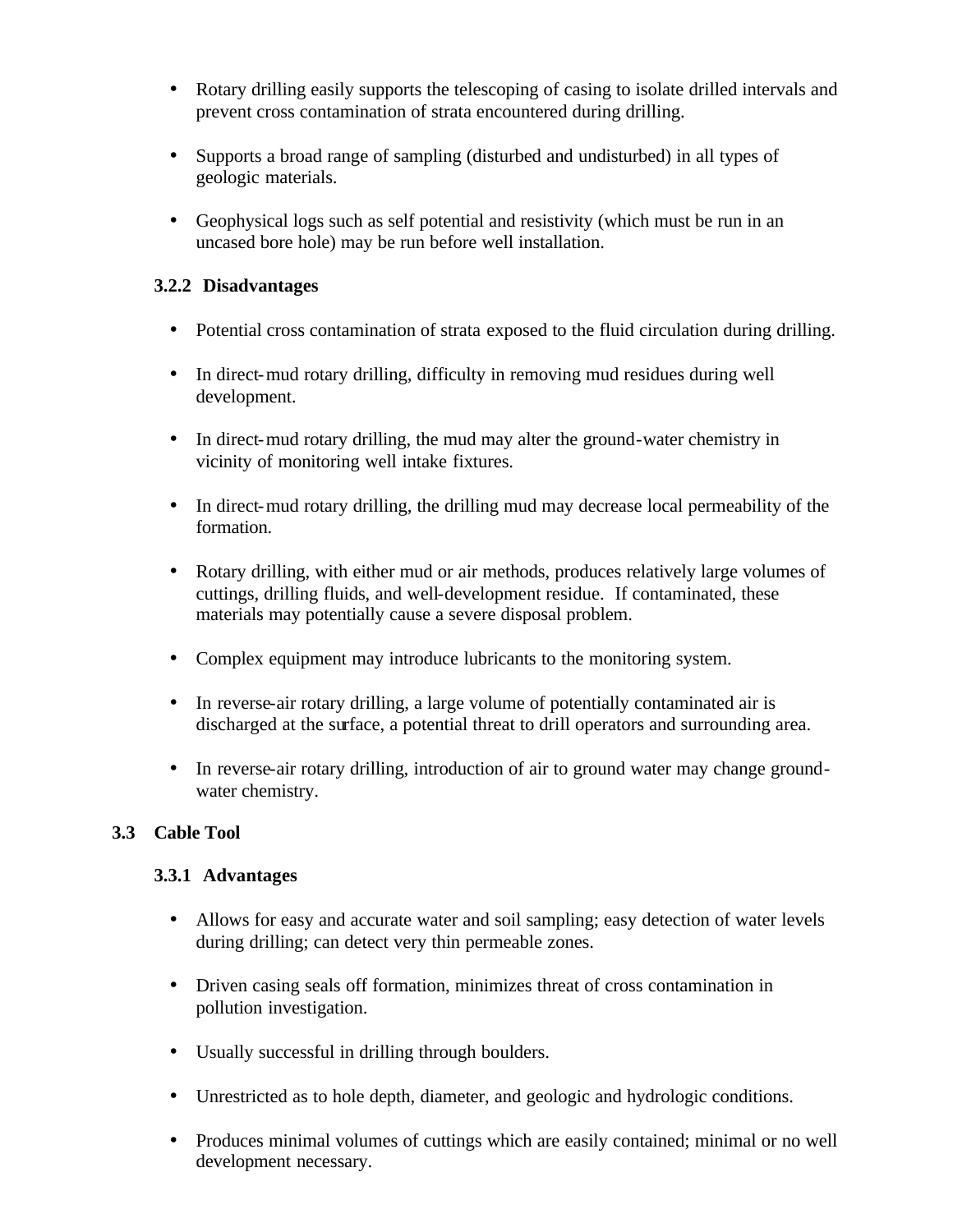- Rotary drilling easily supports the telescoping of casing to isolate drilled intervals and prevent cross contamination of strata encountered during drilling.

- Supports a broad range of sampling (disturbed and undisturbed) in all types of geologic materials.

- Geophysical logs such as self potential and resistivity (which must be run in an uncased bore hole) may be run before well installation.

### 3.2.2 Disadvantages

- Potential cross contamination of strata exposed to the fluid circulation during drilling.

- In direct-mud rotary drilling, difficulty in removing mud residues during well development.

- In direct-mud rotary drilling, the mud may alter the ground-water chemistry in vicinity of monitoring well intake fixtures.

- In direct-mud rotary drilling, the drilling mud may decrease local permeability of the formation.

- Rotary drilling, with either mud or air methods, produces relatively large volumes of cuttings, drilling fluids, and well-development residue. If contaminated, these materials may potentially cause a severe disposal problem.

- Complex equipment may introduce lubricants to the monitoring system.

- In reverse-air rotary drilling, a large volume of potentially contaminated air is discharged at the surface, a potential threat to drill operators and surrounding area.

- In reverse-air rotary drilling, introduction of air to ground water may change ground-water chemistry.

## 3.3 Cable Tool

### 3.3.1 Advantages

- Allows for easy and accurate water and soil sampling; easy detection of water levels during drilling; can detect very thin permeable zones.

- Driven casing seals off formation, minimizes threat of cross contamination in pollution investigation.

- Usually successful in drilling through boulders.

- Unrestricted as to hole depth, diameter, and geologic and hydrologic conditions.

- Produces minimal volumes of cuttings which are easily contained; minimal or no well development necessary.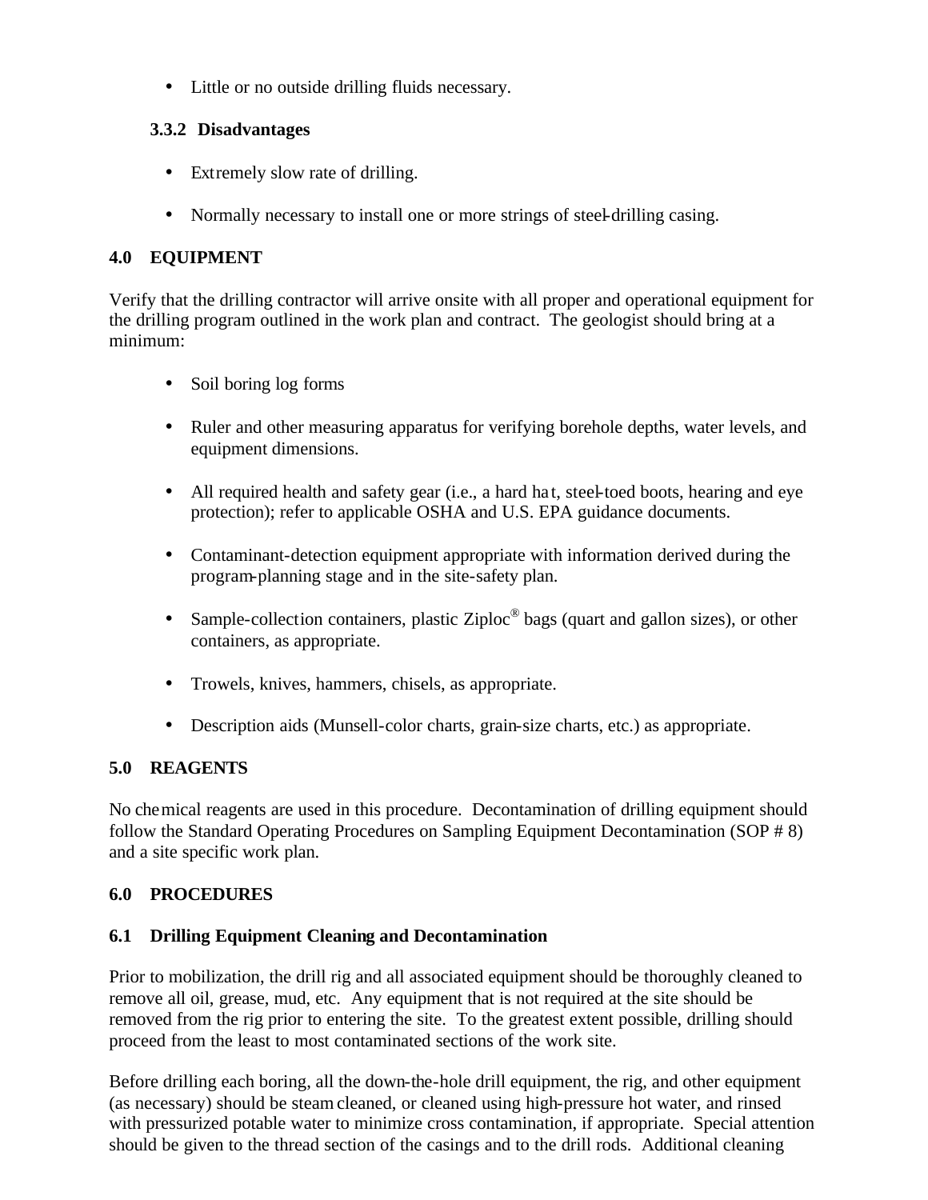- Little or no outside drilling fluids necessary.

### 3.3.2 Disadvantages

- Extremely slow rate of drilling.
- Normally necessary to install one or more strings of steel-drilling casing.

## 4.0 EQUIPMENT

Verify that the drilling contractor will arrive onsite with all proper and operational equipment for the drilling program outlined in the work plan and contract. The geologist should bring at a minimum:

- Soil boring log forms
- Ruler and other measuring apparatus for verifying borehole depths, water levels, and equipment dimensions.
- All required health and safety gear (i.e., a hard hat, steel-toed boots, hearing and eye protection); refer to applicable OSHA and U.S. EPA guidance documents.
- Contaminant-detection equipment appropriate with information derived during the program-planning stage and in the site-safety plan.
- Sample-collection containers, plastic Ziploc® bags (quart and gallon sizes), or other containers, as appropriate.
- Trowels, knives, hammers, chisels, as appropriate.
- Description aids (Munsell-color charts, grain-size charts, etc.) as appropriate.

## 5.0 REAGENTS

No chemical reagents are used in this procedure. Decontamination of drilling equipment should follow the Standard Operating Procedures on Sampling Equipment Decontamination (SOP # 8) and a site specific work plan.

## 6.0 PROCEDURES

### 6.1 Drilling Equipment Cleaning and Decontamination

Prior to mobilization, the drill rig and all associated equipment should be thoroughly cleaned to remove all oil, grease, mud, etc. Any equipment that is not required at the site should be removed from the rig prior to entering the site. To the greatest extent possible, drilling should proceed from the least to most contaminated sections of the work site.

Before drilling each boring, all the down-the-hole drill equipment, the rig, and other equipment (as necessary) should be steam cleaned, or cleaned using high-pressure hot water, and rinsed with pressurized potable water to minimize cross contamination, if appropriate. Special attention should be given to the thread section of the casings and to the drill rods. Additional cleaning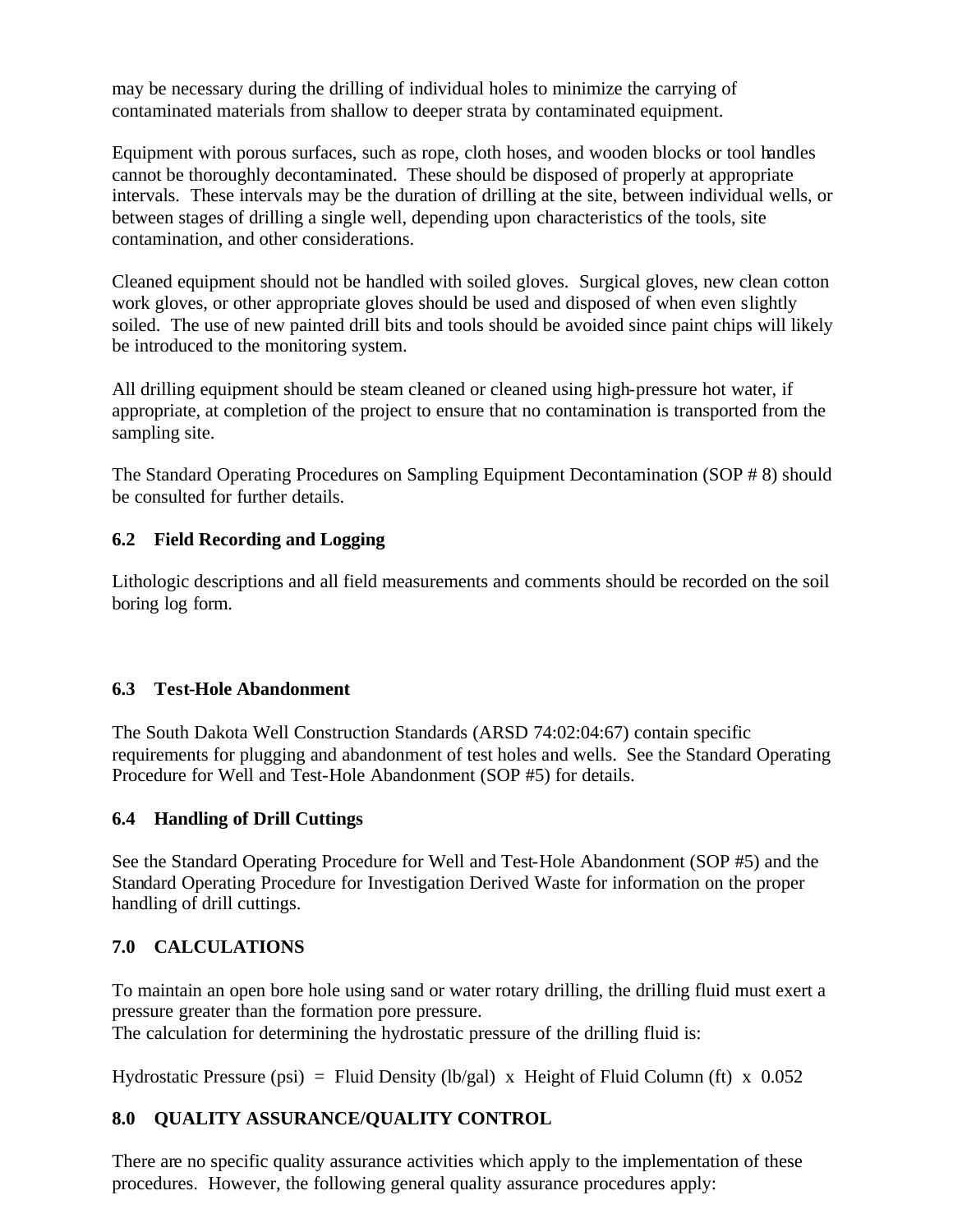may be necessary during the drilling of individual holes to minimize the carrying of contaminated materials from shallow to deeper strata by contaminated equipment.

Equipment with porous surfaces, such as rope, cloth hoses, and wooden blocks or tool handles cannot be thoroughly decontaminated. These should be disposed of properly at appropriate intervals. These intervals may be the duration of drilling at the site, between individual wells, or between stages of drilling a single well, depending upon characteristics of the tools, site contamination, and other considerations.

Cleaned equipment should not be handled with soiled gloves. Surgical gloves, new clean cotton work gloves, or other appropriate gloves should be used and disposed of when even slightly soiled. The use of new painted drill bits and tools should be avoided since paint chips will likely be introduced to the monitoring system.

All drilling equipment should be steam cleaned or cleaned using high-pressure hot water, if appropriate, at completion of the project to ensure that no contamination is transported from the sampling site.

The Standard Operating Procedures on Sampling Equipment Decontamination (SOP # 8) should be consulted for further details.

### 6.2 Field Recording and Logging

Lithologic descriptions and all field measurements and comments should be recorded on the soil boring log form.

### 6.3 Test-Hole Abandonment

The South Dakota Well Construction Standards (ARSD 74:02:04:67) contain specific requirements for plugging and abandonment of test holes and wells. See the Standard Operating Procedure for Well and Test-Hole Abandonment (SOP #5) for details.

### 6.4 Handling of Drill Cuttings

See the Standard Operating Procedure for Well and Test-Hole Abandonment (SOP #5) and the Standard Operating Procedure for Investigation Derived Waste for information on the proper handling of drill cuttings.

## 7.0 CALCULATIONS

To maintain an open bore hole using sand or water rotary drilling, the drilling fluid must exert a pressure greater than the formation pore pressure.
The calculation for determining the hydrostatic pressure of the drilling fluid is:

$$\text{Hydrostatic Pressure (psi)} = \text{Fluid Density (lb/gal)} \times \text{Height of Fluid Column (ft)} \times 0.052$$

## 8.0 QUALITY ASSURANCE/QUALITY CONTROL

There are no specific quality assurance activities which apply to the implementation of these procedures. However, the following general quality assurance procedures apply: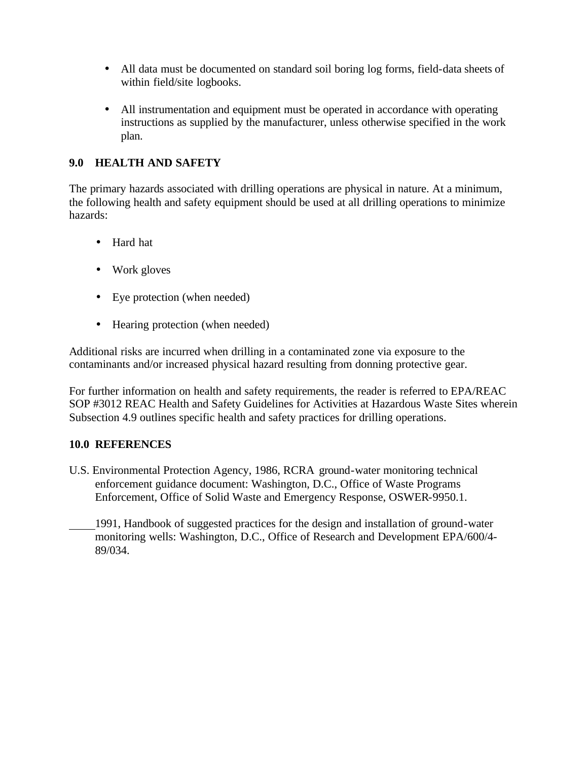- All data must be documented on standard soil boring log forms, field-data sheets of within field/site logbooks.

- All instrumentation and equipment must be operated in accordance with operating instructions as supplied by the manufacturer, unless otherwise specified in the work plan.

## 9.0 HEALTH AND SAFETY

The primary hazards associated with drilling operations are physical in nature. At a minimum, the following health and safety equipment should be used at all drilling operations to minimize hazards:

- Hard hat

- Work gloves

- Eye protection (when needed)

- Hearing protection (when needed)

Additional risks are incurred when drilling in a contaminated zone via exposure to the contaminants and/or increased physical hazard resulting from donning protective gear.

For further information on health and safety requirements, the reader is referred to EPA/REAC SOP #3012 REAC Health and Safety Guidelines for Activities at Hazardous Waste Sites wherein Subsection 4.9 outlines specific health and safety practices for drilling operations.

## 10.0 REFERENCES

U.S. Environmental Protection Agency, 1986, RCRA ground-water monitoring technical enforcement guidance document: Washington, D.C., Office of Waste Programs Enforcement, Office of Solid Waste and Emergency Response, OSWER-9950.1.

\_\_\_\_1991, Handbook of suggested practices for the design and installation of ground-water monitoring wells: Washington, D.C., Office of Research and Development EPA/600/4-89/034.